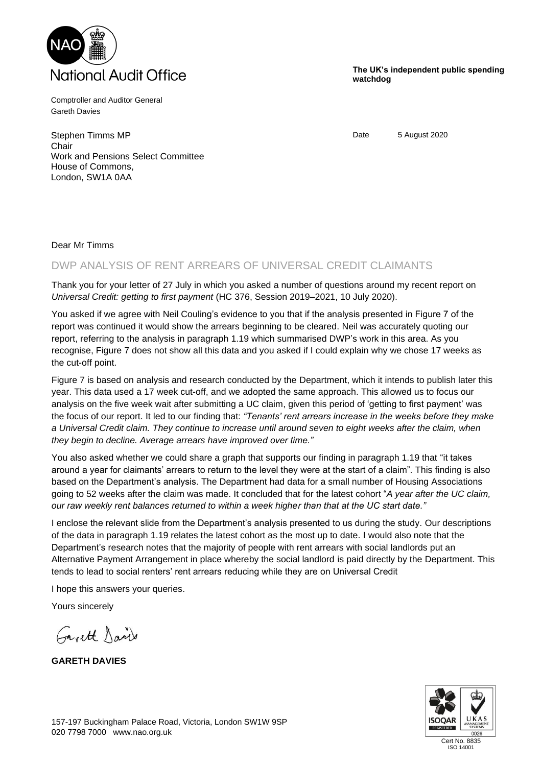# National Audit Office

**The UK's independent public spending watchdog**

Comptroller and Auditor General
Gareth Davies

Stephen Timms MP
Chair
Work and Pensions Select Committee
House of Commons,
London, SW1A 0AA

Date 5 August 2020

Dear Mr Timms

## DWP ANALYSIS OF RENT ARREARS OF UNIVERSAL CREDIT CLAIMANTS

Thank you for your letter of 27 July in which you asked a number of questions around my recent report on *Universal Credit: getting to first payment* (HC 376, Session 2019–2021, 10 July 2020).

You asked if we agree with Neil Couling's evidence to you that if the analysis presented in Figure 7 of the report was continued it would show the arrears beginning to be cleared. Neil was accurately quoting our report, referring to the analysis in paragraph 1.19 which summarised DWP's work in this area. As you recognise, Figure 7 does not show all this data and you asked if I could explain why we chose 17 weeks as the cut-off point.

Figure 7 is based on analysis and research conducted by the Department, which it intends to publish later this year. This data used a 17 week cut-off, and we adopted the same approach. This allowed us to focus our analysis on the five week wait after submitting a UC claim, given this period of 'getting to first payment' was the focus of our report. It led to our finding that: *"Tenants' rent arrears increase in the weeks before they make a Universal Credit claim. They continue to increase until around seven to eight weeks after the claim, when they begin to decline. Average arrears have improved over time."*

You also asked whether we could share a graph that supports our finding in paragraph 1.19 that "it takes around a year for claimants' arrears to return to the level they were at the start of a claim". This finding is also based on the Department's analysis. The Department had data for a small number of Housing Associations going to 52 weeks after the claim was made. It concluded that for the latest cohort "*A year after the UC claim, our raw weekly rent balances returned to within a week higher than that at the UC start date."*

I enclose the relevant slide from the Department's analysis presented to us during the study. Our descriptions of the data in paragraph 1.19 relates the latest cohort as the most up to date. I would also note that the Department's research notes that the majority of people with rent arrears with social landlords put an Alternative Payment Arrangement in place whereby the social landlord is paid directly by the Department. This tends to lead to social renters' rent arrears reducing while they are on Universal Credit

I hope this answers your queries.

Yours sincerely

Gareth Davies

**GARETH DAVIES**

157-197 Buckingham Palace Road, Victoria, London SW1W 9SP
020 7798 7000 www.nao.org.uk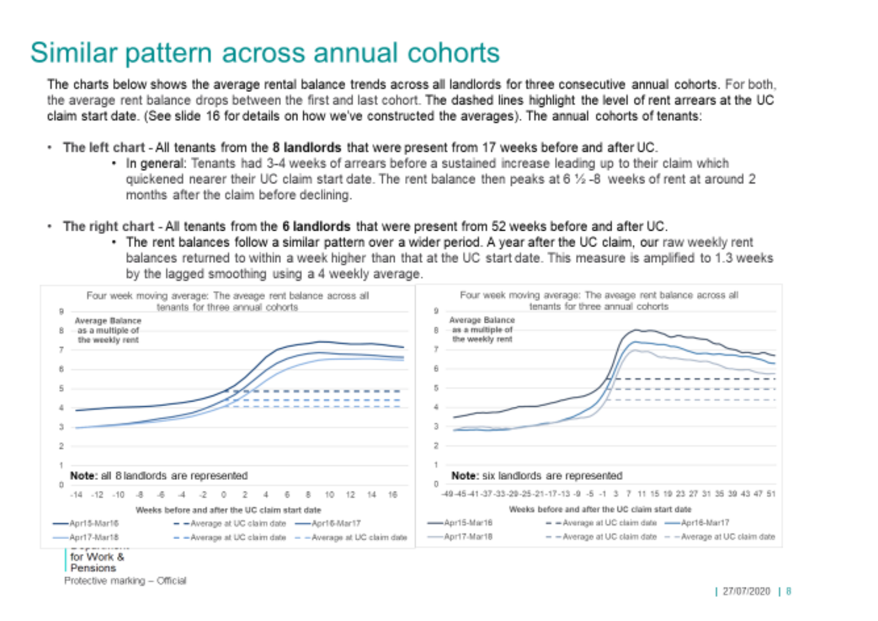# Similar pattern across annual cohorts

The charts below shows the average rental balance trends across all landlords for three consecutive annual cohorts. For both, the average rent balance drops between the first and last cohort. The dashed lines highlight the level of rent arrears at the UC claim start date. (See slide 16 for details on how we've constructed the averages). The annual cohorts of tenants:

- **The left chart** - All tenants from the **8 landlords** that were present from 17 weeks before and after UC.
  - In general: Tenants had 3-4 weeks of arrears before a sustained increase leading up to their claim which quickened nearer their UC claim start date. The rent balance then peaks at 6 ½ -8 weeks of rent at around 2 months after the claim before declining.
- **The right chart** - All tenants from the **6 landlords** that were present from 52 weeks before and after UC.
  - The rent balances follow a similar pattern over a wider period. A year after the UC claim, our raw weekly rent balances returned to within a week higher than that at the UC start date. This measure is amplified to 1.3 weeks by the lagged smoothing using a 4 weekly average.

Four week moving average: The aveage rent balance across all tenants for three annual cohorts

**Note:** all 8 landlords are represented

Four week moving average: The aveage rent balance across all tenants for three annual cohorts

**Note:** six landlords are represented

Department for Work & Pensions

Protective marking – Official

27/07/2020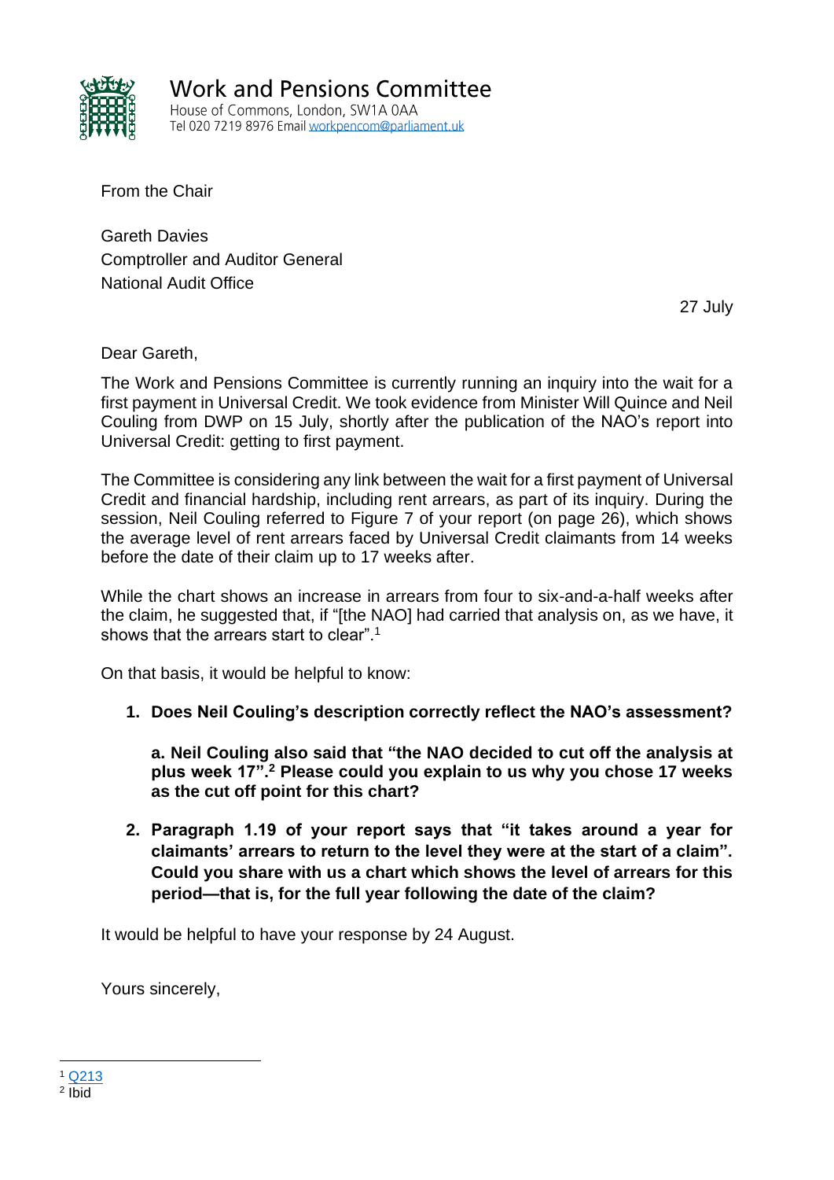# Work and Pensions Committee

House of Commons, London, SW1A 0AA
Tel 020 7219 8976 Email workpencom@parliament.uk

From the Chair

Gareth Davies
Comptroller and Auditor General
National Audit Office

27 July

Dear Gareth,

The Work and Pensions Committee is currently running an inquiry into the wait for a first payment in Universal Credit. We took evidence from Minister Will Quince and Neil Couling from DWP on 15 July, shortly after the publication of the NAO's report into Universal Credit: getting to first payment.

The Committee is considering any link between the wait for a first payment of Universal Credit and financial hardship, including rent arrears, as part of its inquiry. During the session, Neil Couling referred to Figure 7 of your report (on page 26), which shows the average level of rent arrears faced by Universal Credit claimants from 14 weeks before the date of their claim up to 17 weeks after.

While the chart shows an increase in arrears from four to six-and-a-half weeks after the claim, he suggested that, if "[the NAO] had carried that analysis on, as we have, it shows that the arrears start to clear".[1]

On that basis, it would be helpful to know:

1. **Does Neil Couling's description correctly reflect the NAO's assessment?**

   **a. Neil Couling also said that "the NAO decided to cut off the analysis at plus week 17".[2] Please could you explain to us why you chose 17 weeks as the cut off point for this chart?**

2. **Paragraph 1.19 of your report says that "it takes around a year for claimants' arrears to return to the level they were at the start of a claim". Could you share with us a chart which shows the level of arrears for this period—that is, for the full year following the date of the claim?**

It would be helpful to have your response by 24 August.

Yours sincerely,

---

[1] Q213
[2] Ibid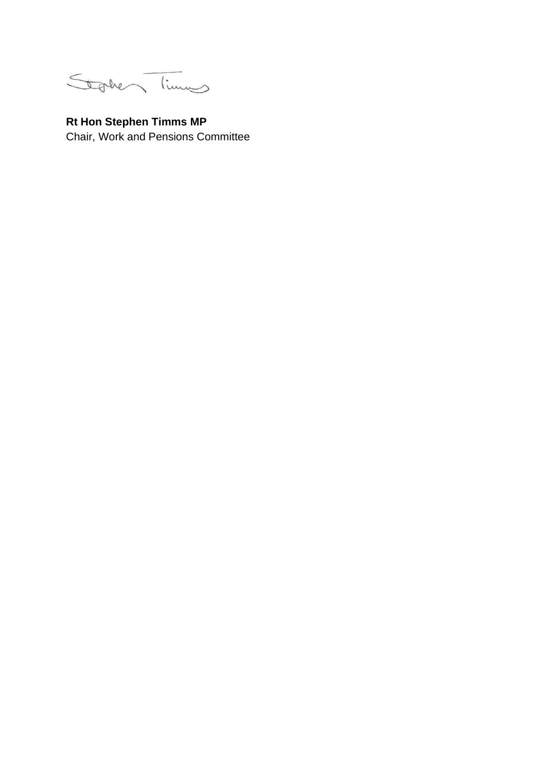**Rt Hon Stephen Timms MP**
Chair, Work and Pensions Committee